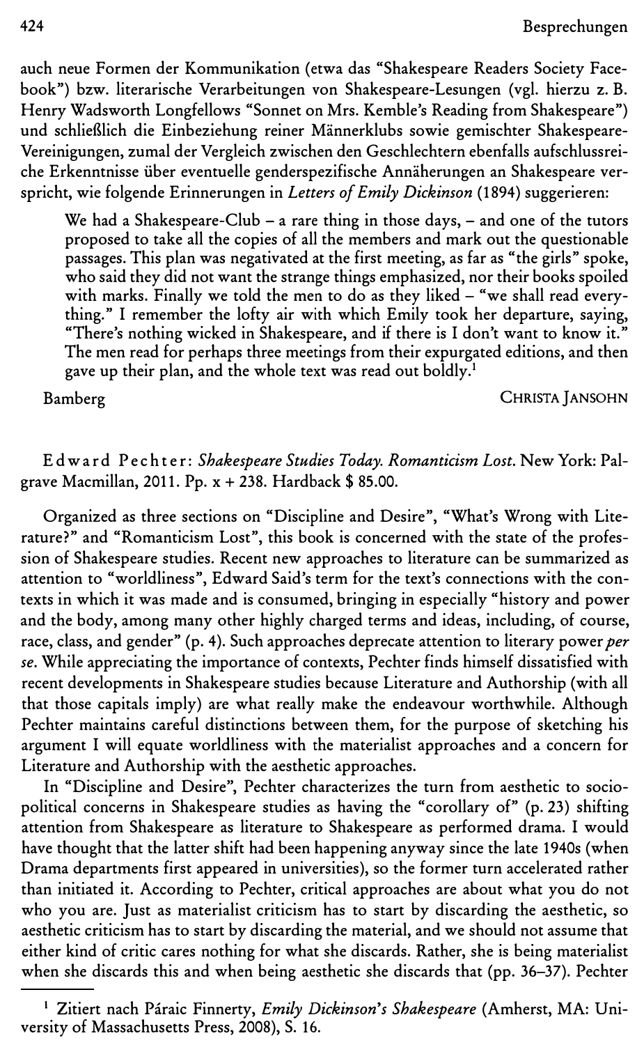auch neue Formen der Kommunikation (etwa das "Shakespeare Readers Society Facebook") bzw. literarische Verarbeitungen von Shakespeare-Lesungen (vgl. hierzu z. B. Henry Wadsworth Longfellows "Sonnet on Mrs. Kemble's Reading from Shakespeare") und schließlich die Einbeziehung reiner Männerklubs sowie gemischter Shakespeare-Vereinigungen, zumal der Vergleich zwischen den Geschlechtern ebenfalls aufschlussreiche Erkenntnisse über eventuelle genderspezifische Annäherungen an Shakespeare verspricht, wie folgende Erinnerungen in *Letters of Emily Dickinson* (1894) suggerieren:

> We had a Shakespeare-Club – a rare thing in those days, – and one of the tutors proposed to take all the copies of all the members and mark out the questionable passages. This plan was negativated at the first meeting, as far as "the girls" spoke, who said they did not want the strange things emphasized, nor their books spoiled with marks. Finally we told the men to do as they liked – "we shall read everything." I remember the lofty air with which Emily took her departure, saying, "There's nothing wicked in Shakespeare, and if there is I don't want to know it." The men read for perhaps three meetings from their expurgated editions, and then gave up their plan, and the whole text was read out boldly.[1]

Bamberg — CHRISTA JANSOHN

Edward Pechter: *Shakespeare Studies Today. Romanticism Lost.* New York: Palgrave Macmillan, 2011. Pp. x + 238. Hardback $ 85.00.

Organized as three sections on "Discipline and Desire", "What's Wrong with Literature?" and "Romanticism Lost", this book is concerned with the state of the profession of Shakespeare studies. Recent new approaches to literature can be summarized as attention to "worldliness", Edward Said's term for the text's connections with the contexts in which it was made and is consumed, bringing in especially "history and power and the body, among many other highly charged terms and ideas, including, of course, race, class, and gender" (p. 4). Such approaches deprecate attention to literary power *per se*. While appreciating the importance of contexts, Pechter finds himself dissatisfied with recent developments in Shakespeare studies because Literature and Authorship (with all that those capitals imply) are what really make the endeavour worthwhile. Although Pechter maintains careful distinctions between them, for the purpose of sketching his argument I will equate worldliness with the materialist approaches and a concern for Literature and Authorship with the aesthetic approaches.

In "Discipline and Desire", Pechter characterizes the turn from aesthetic to socio-political concerns in Shakespeare studies as having the "corollary of" (p. 23) shifting attention from Shakespeare as literature to Shakespeare as performed drama. I would have thought that the latter shift had been happening anyway since the late 1940s (when Drama departments first appeared in universities), so the former turn accelerated rather than initiated it. According to Pechter, critical approaches are about what you do not who you are. Just as materialist criticism has to start by discarding the aesthetic, so aesthetic criticism has to start by discarding the material, and we should not assume that either kind of critic cares nothing for what she discards. Rather, she is being materialist when she discards this and when being aesthetic she discards that (pp. 36–37). Pechter

---

[1] Zitiert nach Páraic Finnerty, *Emily Dickinson's Shakespeare* (Amherst, MA: University of Massachusetts Press, 2008), S. 16.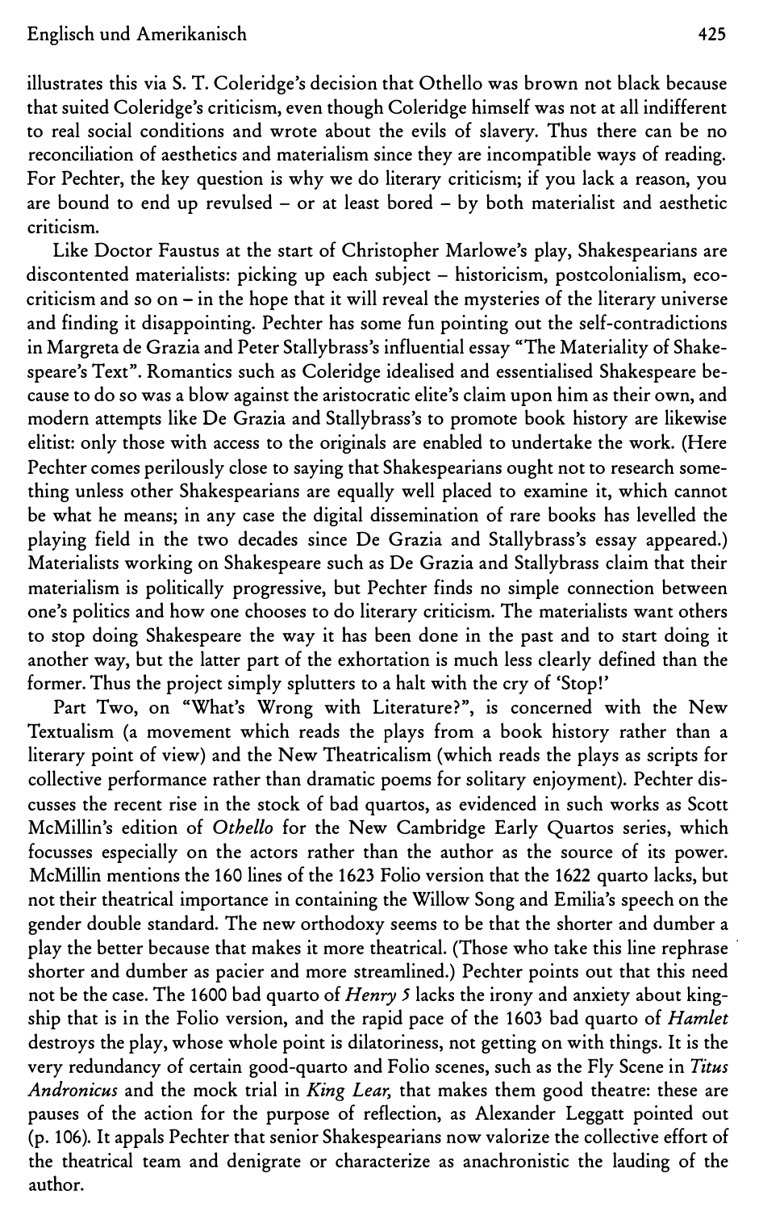illustrates this via S. T. Coleridge's decision that Othello was brown not black because that suited Coleridge's criticism, even though Coleridge himself was not at all indifferent to real social conditions and wrote about the evils of slavery. Thus there can be no reconciliation of aesthetics and materialism since they are incompatible ways of reading. For Pechter, the key question is why we do literary criticism; if you lack a reason, you are bound to end up revulsed – or at least bored – by both materialist and aesthetic criticism.

Like Doctor Faustus at the start of Christopher Marlowe's play, Shakespearians are discontented materialists: picking up each subject – historicism, postcolonialism, ecocriticism and so on – in the hope that it will reveal the mysteries of the literary universe and finding it disappointing. Pechter has some fun pointing out the self-contradictions in Margreta de Grazia and Peter Stallybrass's influential essay "The Materiality of Shakespeare's Text". Romantics such as Coleridge idealised and essentialised Shakespeare because to do so was a blow against the aristocratic elite's claim upon him as their own, and modern attempts like De Grazia and Stallybrass's to promote book history are likewise elitist: only those with access to the originals are enabled to undertake the work. (Here Pechter comes perilously close to saying that Shakespearians ought not to research something unless other Shakespearians are equally well placed to examine it, which cannot be what he means; in any case the digital dissemination of rare books has levelled the playing field in the two decades since De Grazia and Stallybrass's essay appeared.) Materialists working on Shakespeare such as De Grazia and Stallybrass claim that their materialism is politically progressive, but Pechter finds no simple connection between one's politics and how one chooses to do literary criticism. The materialists want others to stop doing Shakespeare the way it has been done in the past and to start doing it another way, but the latter part of the exhortation is much less clearly defined than the former. Thus the project simply splutters to a halt with the cry of 'Stop!'

Part Two, on "What's Wrong with Literature?", is concerned with the New Textualism (a movement which reads the plays from a book history rather than a literary point of view) and the New Theatricalism (which reads the plays as scripts for collective performance rather than dramatic poems for solitary enjoyment). Pechter discusses the recent rise in the stock of bad quartos, as evidenced in such works as Scott McMillin's edition of *Othello* for the New Cambridge Early Quartos series, which focusses especially on the actors rather than the author as the source of its power. McMillin mentions the 160 lines of the 1623 Folio version that the 1622 quarto lacks, but not their theatrical importance in containing the Willow Song and Emilia's speech on the gender double standard. The new orthodoxy seems to be that the shorter and dumber a play the better because that makes it more theatrical. (Those who take this line rephrase shorter and dumber as pacier and more streamlined.) Pechter points out that this need not be the case. The 1600 bad quarto of *Henry 5* lacks the irony and anxiety about kingship that is in the Folio version, and the rapid pace of the 1603 bad quarto of *Hamlet* destroys the play, whose whole point is dilatoriness, not getting on with things. It is the very redundancy of certain good-quarto and Folio scenes, such as the Fly Scene in *Titus Andronicus* and the mock trial in *King Lear*, that makes them good theatre: these are pauses of the action for the purpose of reflection, as Alexander Leggatt pointed out (p. 106). It appals Pechter that senior Shakespearians now valorize the collective effort of the theatrical team and denigrate or characterize as anachronistic the lauding of the author.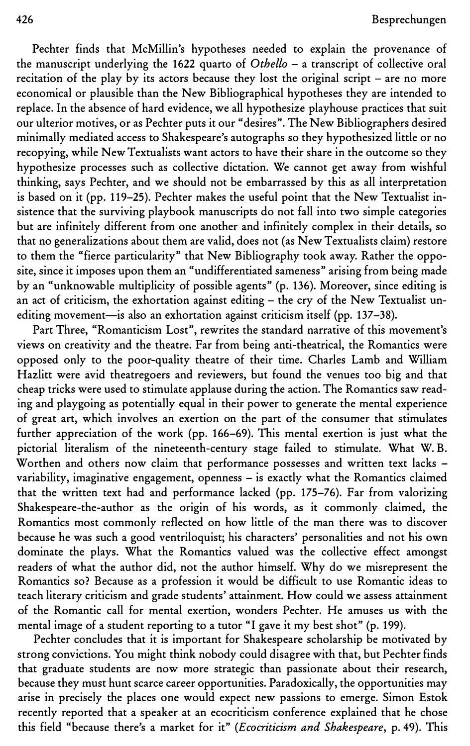Pechter finds that McMillin's hypotheses needed to explain the provenance of the manuscript underlying the 1622 quarto of *Othello* – a transcript of collective oral recitation of the play by its actors because they lost the original script – are no more economical or plausible than the New Bibliographical hypotheses they are intended to replace. In the absence of hard evidence, we all hypothesize playhouse practices that suit our ulterior motives, or as Pechter puts it our "desires". The New Bibliographers desired minimally mediated access to Shakespeare's autographs so they hypothesized little or no recopying, while New Textualists want actors to have their share in the outcome so they hypothesize processes such as collective dictation. We cannot get away from wishful thinking, says Pechter, and we should not be embarrassed by this as all interpretation is based on it (pp. 119–25). Pechter makes the useful point that the New Textualist insistence that the surviving playbook manuscripts do not fall into two simple categories but are infinitely different from one another and infinitely complex in their details, so that no generalizations about them are valid, does not (as New Textualists claim) restore to them the "fierce particularity" that New Bibliography took away. Rather the opposite, since it imposes upon them an "undifferentiated sameness" arising from being made by an "unknowable multiplicity of possible agents" (p. 136). Moreover, since editing is an act of criticism, the exhortation against editing – the cry of the New Textualist unediting movement—is also an exhortation against criticism itself (pp. 137–38).

Part Three, "Romanticism Lost", rewrites the standard narrative of this movement's views on creativity and the theatre. Far from being anti-theatrical, the Romantics were opposed only to the poor-quality theatre of their time. Charles Lamb and William Hazlitt were avid theatregoers and reviewers, but found the venues too big and that cheap tricks were used to stimulate applause during the action. The Romantics saw reading and playgoing as potentially equal in their power to generate the mental experience of great art, which involves an exertion on the part of the consumer that stimulates further appreciation of the work (pp. 166–69). This mental exertion is just what the pictorial literalism of the nineteenth-century stage failed to stimulate. What W. B. Worthen and others now claim that performance possesses and written text lacks – variability, imaginative engagement, openness – is exactly what the Romantics claimed that the written text had and performance lacked (pp. 175–76). Far from valorizing Shakespeare-the-author as the origin of his words, as it commonly claimed, the Romantics most commonly reflected on how little of the man there was to discover because he was such a good ventriloquist; his characters' personalities and not his own dominate the plays. What the Romantics valued was the collective effect amongst readers of what the author did, not the author himself. Why do we misrepresent the Romantics so? Because as a profession it would be difficult to use Romantic ideas to teach literary criticism and grade students' attainment. How could we assess attainment of the Romantic call for mental exertion, wonders Pechter. He amuses us with the mental image of a student reporting to a tutor "I gave it my best shot" (p. 199).

Pechter concludes that it is important for Shakespeare scholarship be motivated by strong convictions. You might think nobody could disagree with that, but Pechter finds that graduate students are now more strategic than passionate about their research, because they must hunt scarce career opportunities. Paradoxically, the opportunities may arise in precisely the places one would expect new passions to emerge. Simon Estok recently reported that a speaker at an ecocriticism conference explained that he chose this field "because there's a market for it" (*Ecocriticism and Shakespeare*, p. 49). This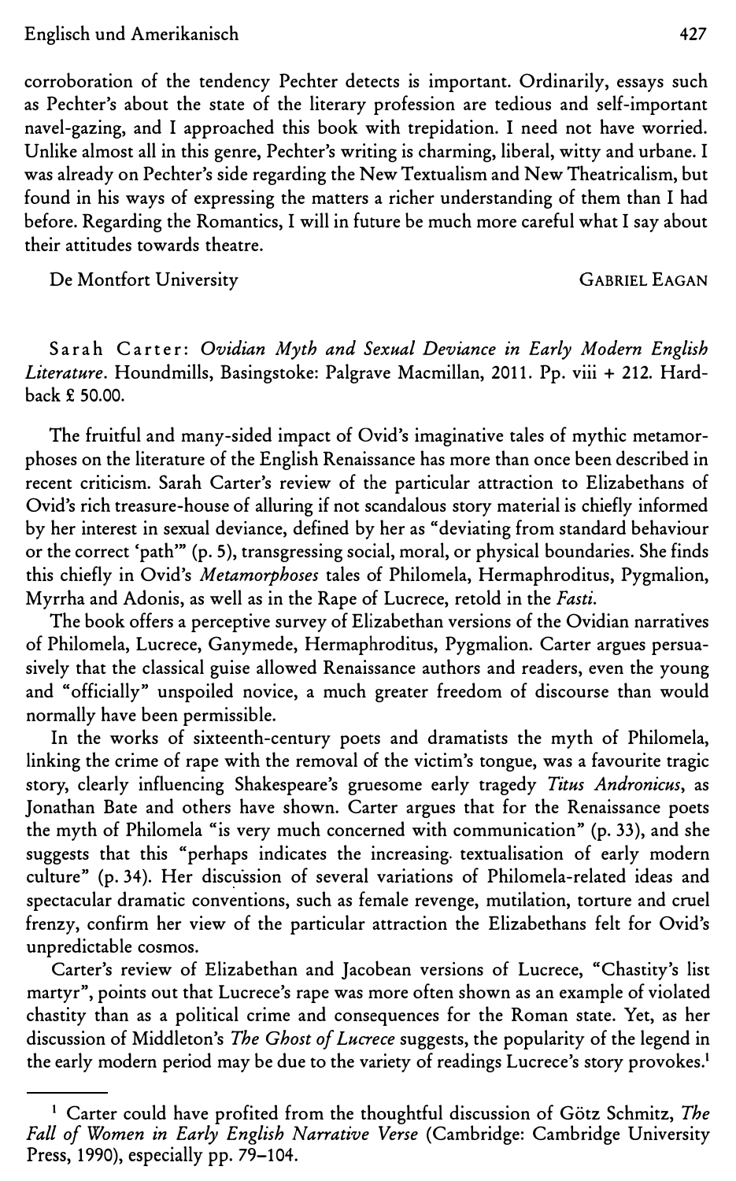corroboration of the tendency Pechter detects is important. Ordinarily, essays such as Pechter's about the state of the literary profession are tedious and self-important navel-gazing, and I approached this book with trepidation. I need not have worried. Unlike almost all in this genre, Pechter's writing is charming, liberal, witty and urbane. I was already on Pechter's side regarding the New Textualism and New Theatricalism, but found in his ways of expressing the matters a richer understanding of them than I had before. Regarding the Romantics, I will in future be much more careful what I say about their attitudes towards theatre.

De Montfort University — GABRIEL EAGAN

Sarah Carter: *Ovidian Myth and Sexual Deviance in Early Modern English Literature*. Houndmills, Basingstoke: Palgrave Macmillan, 2011. Pp. viii + 212. Hardback £ 50.00.

The fruitful and many-sided impact of Ovid's imaginative tales of mythic metamorphoses on the literature of the English Renaissance has more than once been described in recent criticism. Sarah Carter's review of the particular attraction to Elizabethans of Ovid's rich treasure-house of alluring if not scandalous story material is chiefly informed by her interest in sexual deviance, defined by her as "deviating from standard behaviour or the correct 'path'" (p. 5), transgressing social, moral, or physical boundaries. She finds this chiefly in Ovid's *Metamorphoses* tales of Philomela, Hermaphroditus, Pygmalion, Myrrha and Adonis, as well as in the Rape of Lucrece, retold in the *Fasti*.

The book offers a perceptive survey of Elizabethan versions of the Ovidian narratives of Philomela, Lucrece, Ganymede, Hermaphroditus, Pygmalion. Carter argues persuasively that the classical guise allowed Renaissance authors and readers, even the young and "officially" unspoiled novice, a much greater freedom of discourse than would normally have been permissible.

In the works of sixteenth-century poets and dramatists the myth of Philomela, linking the crime of rape with the removal of the victim's tongue, was a favourite tragic story, clearly influencing Shakespeare's gruesome early tragedy *Titus Andronicus*, as Jonathan Bate and others have shown. Carter argues that for the Renaissance poets the myth of Philomela "is very much concerned with communication" (p. 33), and she suggests that this "perhaps indicates the increasing textualisation of early modern culture" (p. 34). Her discussion of several variations of Philomela-related ideas and spectacular dramatic conventions, such as female revenge, mutilation, torture and cruel frenzy, confirm her view of the particular attraction the Elizabethans felt for Ovid's unpredictable cosmos.

Carter's review of Elizabethan and Jacobean versions of Lucrece, "Chastity's list martyr", points out that Lucrece's rape was more often shown as an example of violated chastity than as a political crime and consequences for the Roman state. Yet, as her discussion of Middleton's *The Ghost of Lucrece* suggests, the popularity of the legend in the early modern period may be due to the variety of readings Lucrece's story provokes.[1]

[1] Carter could have profited from the thoughtful discussion of Götz Schmitz, *The Fall of Women in Early English Narrative Verse* (Cambridge: Cambridge University Press, 1990), especially pp. 79–104.